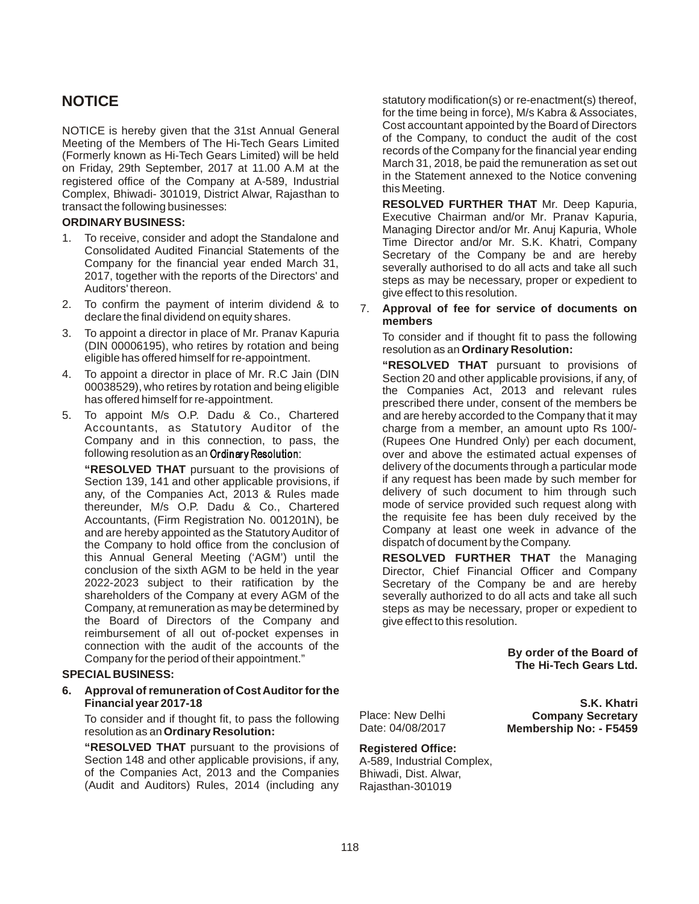# NOTICE

NOTICE is hereby given that the 31st Annual General Meeting of the Members of The Hi-Tech Gears Limited (Formerly known as Hi-Tech Gears Limited) will be held on Friday, 29th September, 2017 at 11.00 A.M at the registered office of the Company at A-589, Industrial Complex, Bhiwadi- 301019, District Alwar, Rajasthan to transact the following businesses:

**ORDINARY BUSINESS:**

1. To receive, consider and adopt the Standalone and Consolidated Audited Financial Statements of the Company for the financial year ended March 31, 2017, together with the reports of the Directors' and Auditors' thereon.
2. To confirm the payment of interim dividend & to declare the final dividend on equity shares.
3. To appoint a director in place of Mr. Pranav Kapuria (DIN 00006195), who retires by rotation and being eligible has offered himself for re-appointment.
4. To appoint a director in place of Mr. R.C Jain (DIN 00038529), who retires by rotation and being eligible has offered himself for re-appointment.
5. To appoint M/s O.P. Dadu & Co., Chartered Accountants, as Statutory Auditor of the Company and in this connection, to pass, the following resolution as an **Ordinary Resolution**:

   **"RESOLVED THAT** pursuant to the provisions of Section 139, 141 and other applicable provisions, if any, of the Companies Act, 2013 & Rules made thereunder, M/s O.P. Dadu & Co., Chartered Accountants, (Firm Registration No. 001201N), be and are hereby appointed as the Statutory Auditor of the Company to hold office from the conclusion of this Annual General Meeting ('AGM') until the conclusion of the sixth AGM to be held in the year 2022-2023 subject to their ratification by the shareholders of the Company at every AGM of the Company, at remuneration as may be determined by the Board of Directors of the Company and reimbursement of all out of-pocket expenses in connection with the audit of the accounts of the Company for the period of their appointment."

**SPECIAL BUSINESS:**

6. **Approval of remuneration of Cost Auditor for the Financial year 2017-18**

   To consider and if thought fit, to pass the following resolution as an **Ordinary Resolution:**

   **"RESOLVED THAT** pursuant to the provisions of Section 148 and other applicable provisions, if any, of the Companies Act, 2013 and the Companies (Audit and Auditors) Rules, 2014 (including any statutory modification(s) or re-enactment(s) thereof, for the time being in force), M/s Kabra & Associates, Cost accountant appointed by the Board of Directors of the Company, to conduct the audit of the cost records of the Company for the financial year ending March 31, 2018, be paid the remuneration as set out in the Statement annexed to the Notice convening this Meeting.

   **RESOLVED FURTHER THAT** Mr. Deep Kapuria, Executive Chairman and/or Mr. Pranav Kapuria, Managing Director and/or Mr. Anuj Kapuria, Whole Time Director and/or Mr. S.K. Khatri, Company Secretary of the Company be and are hereby severally authorised to do all acts and take all such steps as may be necessary, proper or expedient to give effect to this resolution.

7. **Approval of fee for service of documents on members**

   To consider and if thought fit to pass the following resolution as an **Ordinary Resolution:**

   **"RESOLVED THAT** pursuant to provisions of Section 20 and other applicable provisions, if any, of the Companies Act, 2013 and relevant rules prescribed there under, consent of the members be and are hereby accorded to the Company that it may charge from a member, an amount upto Rs 100/- (Rupees One Hundred Only) per each document, over and above the estimated actual expenses of delivery of the documents through a particular mode if any request has been made by such member for delivery of such document to him through such mode of service provided such request along with the requisite fee has been duly received by the Company at least one week in advance of the dispatch of document by the Company.

   **RESOLVED FURTHER THAT** the Managing Director, Chief Financial Officer and Company Secretary of the Company be and are hereby severally authorized to do all acts and take all such steps as may be necessary, proper or expedient to give effect to this resolution.

**By order of the Board of**
**The Hi-Tech Gears Ltd.**

Place: New Delhi
Date: 04/08/2017

**S.K. Khatri**
**Company Secretary**
**Membership No: - F5459**

**Registered Office:**
A-589, Industrial Complex,
Bhiwadi, Dist. Alwar,
Rajasthan-301019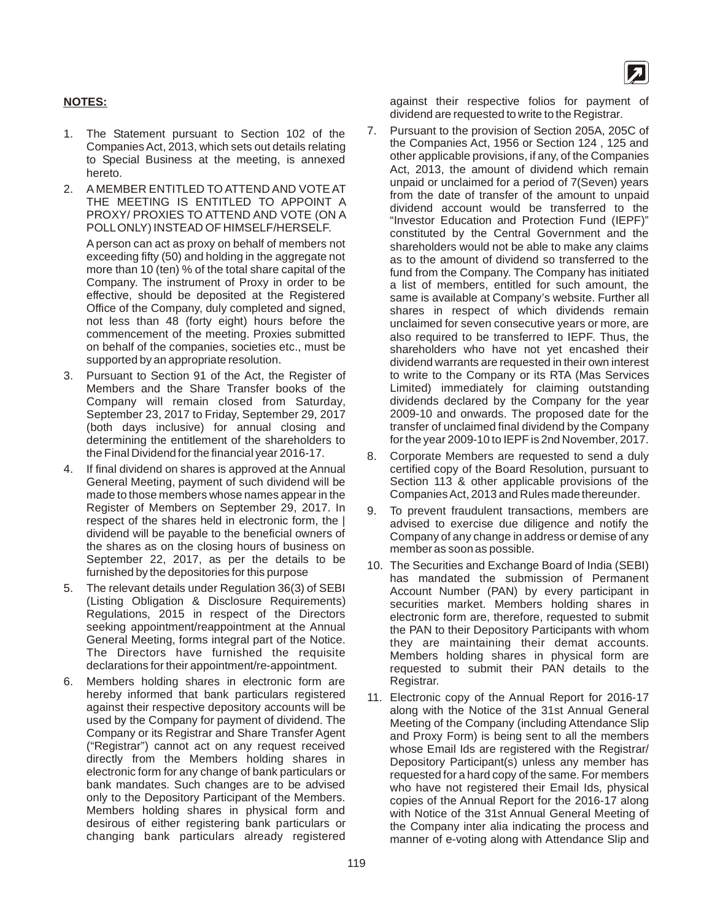## NOTES:

1. The Statement pursuant to Section 102 of the Companies Act, 2013, which sets out details relating to Special Business at the meeting, is annexed hereto.

2. A MEMBER ENTITLED TO ATTEND AND VOTE AT THE MEETING IS ENTITLED TO APPOINT A PROXY/ PROXIES TO ATTEND AND VOTE (ON A POLL ONLY) INSTEAD OF HIMSELF/HERSELF.

   A person can act as proxy on behalf of members not exceeding fifty (50) and holding in the aggregate not more than 10 (ten) % of the total share capital of the Company. The instrument of Proxy in order to be effective, should be deposited at the Registered Office of the Company, duly completed and signed, not less than 48 (forty eight) hours before the commencement of the meeting. Proxies submitted on behalf of the companies, societies etc., must be supported by an appropriate resolution.

3. Pursuant to Section 91 of the Act, the Register of Members and the Share Transfer books of the Company will remain closed from Saturday, September 23, 2017 to Friday, September 29, 2017 (both days inclusive) for annual closing and determining the entitlement of the shareholders to the Final Dividend for the financial year 2016-17.

4. If final dividend on shares is approved at the Annual General Meeting, payment of such dividend will be made to those members whose names appear in the Register of Members on September 29, 2017. In respect of the shares held in electronic form, the | dividend will be payable to the beneficial owners of the shares as on the closing hours of business on September 22, 2017, as per the details to be furnished by the depositories for this purpose

5. The relevant details under Regulation 36(3) of SEBI (Listing Obligation & Disclosure Requirements) Regulations, 2015 in respect of the Directors seeking appointment/reappointment at the Annual General Meeting, forms integral part of the Notice. The Directors have furnished the requisite declarations for their appointment/re-appointment.

6. Members holding shares in electronic form are hereby informed that bank particulars registered against their respective depository accounts will be used by the Company for payment of dividend. The Company or its Registrar and Share Transfer Agent ("Registrar") cannot act on any request received directly from the Members holding shares in electronic form for any change of bank particulars or bank mandates. Such changes are to be advised only to the Depository Participant of the Members. Members holding shares in physical form and desirous of either registering bank particulars or changing bank particulars already registered against their respective folios for payment of dividend are requested to write to the Registrar.

7. Pursuant to the provision of Section 205A, 205C of the Companies Act, 1956 or Section 124 , 125 and other applicable provisions, if any, of the Companies Act, 2013, the amount of dividend which remain unpaid or unclaimed for a period of 7(Seven) years from the date of transfer of the amount to unpaid dividend account would be transferred to the "Investor Education and Protection Fund (IEPF)" constituted by the Central Government and the shareholders would not be able to make any claims as to the amount of dividend so transferred to the fund from the Company. The Company has initiated a list of members, entitled for such amount, the same is available at Company's website. Further all shares in respect of which dividends remain unclaimed for seven consecutive years or more, are also required to be transferred to IEPF. Thus, the shareholders who have not yet encashed their dividend warrants are requested in their own interest to write to the Company or its RTA (Mas Services Limited) immediately for claiming outstanding dividends declared by the Company for the year 2009-10 and onwards. The proposed date for the transfer of unclaimed final dividend by the Company for the year 2009-10 to IEPF is 2nd November, 2017.

8. Corporate Members are requested to send a duly certified copy of the Board Resolution, pursuant to Section 113 & other applicable provisions of the Companies Act, 2013 and Rules made thereunder.

9. To prevent fraudulent transactions, members are advised to exercise due diligence and notify the Company of any change in address or demise of any member as soon as possible.

10. The Securities and Exchange Board of India (SEBI) has mandated the submission of Permanent Account Number (PAN) by every participant in securities market. Members holding shares in electronic form are, therefore, requested to submit the PAN to their Depository Participants with whom they are maintaining their demat accounts. Members holding shares in physical form are requested to submit their PAN details to the Registrar.

11. Electronic copy of the Annual Report for 2016-17 along with the Notice of the 31st Annual General Meeting of the Company (including Attendance Slip and Proxy Form) is being sent to all the members whose Email Ids are registered with the Registrar/ Depository Participant(s) unless any member has requested for a hard copy of the same. For members who have not registered their Email Ids, physical copies of the Annual Report for the 2016-17 along with Notice of the 31st Annual General Meeting of the Company inter alia indicating the process and manner of e-voting along with Attendance Slip and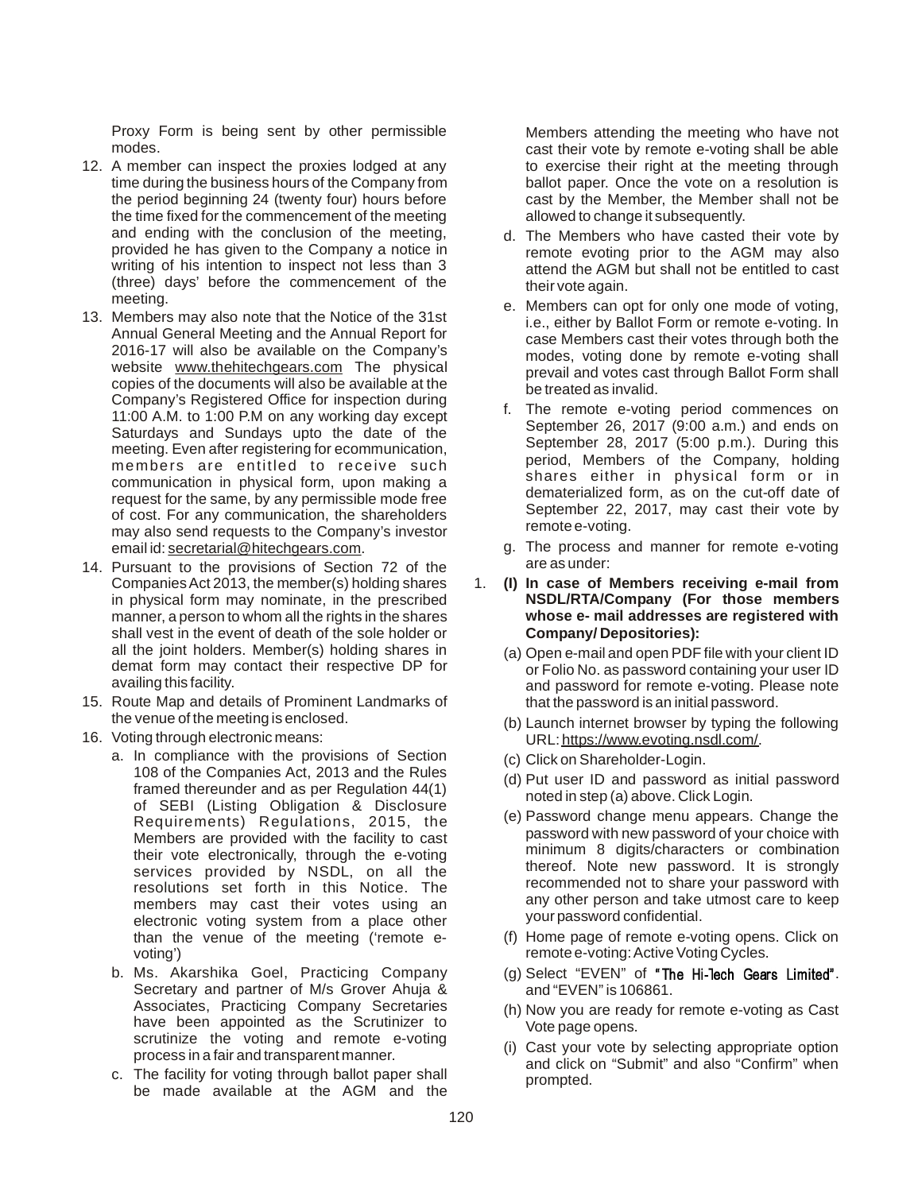Proxy Form is being sent by other permissible modes.

12. A member can inspect the proxies lodged at any time during the business hours of the Company from the period beginning 24 (twenty four) hours before the time fixed for the commencement of the meeting and ending with the conclusion of the meeting, provided he has given to the Company a notice in writing of his intention to inspect not less than 3 (three) days' before the commencement of the meeting.
13. Members may also note that the Notice of the 31st Annual General Meeting and the Annual Report for 2016-17 will also be available on the Company's website www.thehitechgears.com The physical copies of the documents will also be available at the Company's Registered Office for inspection during 11:00 A.M. to 1:00 P.M on any working day except Saturdays and Sundays upto the date of the meeting. Even after registering for ecommunication, members are entitled to receive such communication in physical form, upon making a request for the same, by any permissible mode free of cost. For any communication, the shareholders may also send requests to the Company's investor email id: secretarial@hitechgears.com.
14. Pursuant to the provisions of Section 72 of the Companies Act 2013, the member(s) holding shares in physical form may nominate, in the prescribed manner, a person to whom all the rights in the shares shall vest in the event of death of the sole holder or all the joint holders. Member(s) holding shares in demat form may contact their respective DP for availing this facility.
15. Route Map and details of Prominent Landmarks of the venue of the meeting is enclosed.
16. Voting through electronic means:
    a. In compliance with the provisions of Section 108 of the Companies Act, 2013 and the Rules framed thereunder and as per Regulation 44(1) of SEBI (Listing Obligation & Disclosure Requirements) Regulations, 2015, the Members are provided with the facility to cast their vote electronically, through the e-voting services provided by NSDL, on all the resolutions set forth in this Notice. The members may cast their votes using an electronic voting system from a place other than the venue of the meeting ('remote e-voting')
    b. Ms. Akarshika Goel, Practicing Company Secretary and partner of M/s Grover Ahuja & Associates, Practicing Company Secretaries have been appointed as the Scrutinizer to scrutinize the voting and remote e-voting process in a fair and transparent manner.
    c. The facility for voting through ballot paper shall be made available at the AGM and the Members attending the meeting who have not cast their vote by remote e-voting shall be able to exercise their right at the meeting through ballot paper. Once the vote on a resolution is cast by the Member, the Member shall not be allowed to change it subsequently.
    d. The Members who have casted their vote by remote evoting prior to the AGM may also attend the AGM but shall not be entitled to cast their vote again.
    e. Members can opt for only one mode of voting, i.e., either by Ballot Form or remote e-voting. In case Members cast their votes through both the modes, voting done by remote e-voting shall prevail and votes cast through Ballot Form shall be treated as invalid.
    f. The remote e-voting period commences on September 26, 2017 (9:00 a.m.) and ends on September 28, 2017 (5:00 p.m.). During this period, Members of the Company, holding shares either in physical form or in dematerialized form, as on the cut-off date of September 22, 2017, may cast their vote by remote e-voting.
    g. The process and manner for remote e-voting are as under:

1. **(I) In case of Members receiving e-mail from NSDL/RTA/Company (For those members whose e- mail addresses are registered with Company/ Depositories):**
    (a) Open e-mail and open PDF file with your client ID or Folio No. as password containing your user ID and password for remote e-voting. Please note that the password is an initial password.
    (b) Launch internet browser by typing the following URL: https://www.evoting.nsdl.com/.
    (c) Click on Shareholder-Login.
    (d) Put user ID and password as initial password noted in step (a) above. Click Login.
    (e) Password change menu appears. Change the password with new password of your choice with minimum 8 digits/characters or combination thereof. Note new password. It is strongly recommended not to share your password with any other person and take utmost care to keep your password confidential.
    (f) Home page of remote e-voting opens. Click on remote e-voting: Active Voting Cycles.
    (g) Select "EVEN" of "The Hi-Tech Gears Limited". and "EVEN" is 106861.
    (h) Now you are ready for remote e-voting as Cast Vote page opens.
    (i) Cast your vote by selecting appropriate option and click on "Submit" and also "Confirm" when prompted.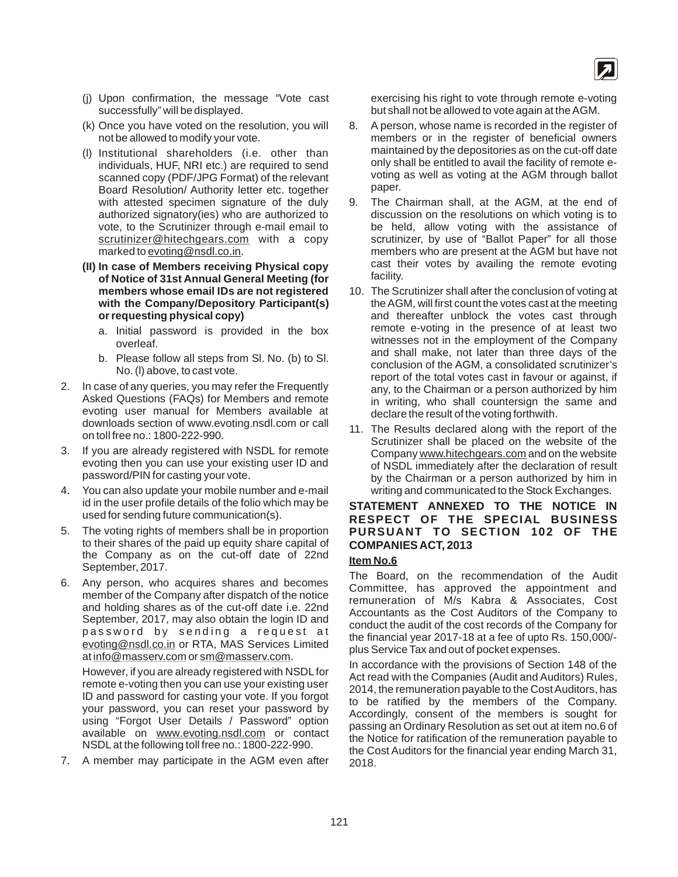(j) Upon confirmation, the message "Vote cast successfully" will be displayed.

(k) Once you have voted on the resolution, you will not be allowed to modify your vote.

(l) Institutional shareholders (i.e. other than individuals, HUF, NRI etc.) are required to send scanned copy (PDF/JPG Format) of the relevant Board Resolution/ Authority letter etc. together with attested specimen signature of the duly authorized signatory(ies) who are authorized to vote, to the Scrutinizer through e-mail email to scrutinizer@hitechgears.com with a copy marked to evoting@nsdl.co.in.

**(II) In case of Members receiving Physical copy of Notice of 31st Annual General Meeting (for members whose email IDs are not registered with the Company/Depository Participant(s) or requesting physical copy)**

a. Initial password is provided in the box overleaf.

b. Please follow all steps from Sl. No. (b) to Sl. No. (l) above, to cast vote.

2. In case of any queries, you may refer the Frequently Asked Questions (FAQs) for Members and remote evoting user manual for Members available at downloads section of www.evoting.nsdl.com or call on toll free no.: 1800-222-990.

3. If you are already registered with NSDL for remote evoting then you can use your existing user ID and password/PIN for casting your vote.

4. You can also update your mobile number and e-mail id in the user profile details of the folio which may be used for sending future communication(s).

5. The voting rights of members shall be in proportion to their shares of the paid up equity share capital of the Company as on the cut-off date of 22nd September, 2017.

6. Any person, who acquires shares and becomes member of the Company after dispatch of the notice and holding shares as of the cut-off date i.e. 22nd September, 2017, may also obtain the login ID and password by sending a request at evoting@nsdl.co.in or RTA, MAS Services Limited at info@masserv.com or sm@masserv.com.

   However, if you are already registered with NSDL for remote e-voting then you can use your existing user ID and password for casting your vote. If you forgot your password, you can reset your password by using "Forgot User Details / Password" option available on www.evoting.nsdl.com or contact NSDL at the following toll free no.: 1800-222-990.

7. A member may participate in the AGM even after exercising his right to vote through remote e-voting but shall not be allowed to vote again at the AGM.

8. A person, whose name is recorded in the register of members or in the register of beneficial owners maintained by the depositories as on the cut-off date only shall be entitled to avail the facility of remote e-voting as well as voting at the AGM through ballot paper.

9. The Chairman shall, at the AGM, at the end of discussion on the resolutions on which voting is to be held, allow voting with the assistance of scrutinizer, by use of "Ballot Paper" for all those members who are present at the AGM but have not cast their votes by availing the remote evoting facility.

10. The Scrutinizer shall after the conclusion of voting at the AGM, will first count the votes cast at the meeting and thereafter unblock the votes cast through remote e-voting in the presence of at least two witnesses not in the employment of the Company and shall make, not later than three days of the conclusion of the AGM, a consolidated scrutinizer's report of the total votes cast in favour or against, if any, to the Chairman or a person authorized by him in writing, who shall countersign the same and declare the result of the voting forthwith.

11. The Results declared along with the report of the Scrutinizer shall be placed on the website of the Company www.hitechgears.com and on the website of NSDL immediately after the declaration of result by the Chairman or a person authorized by him in writing and communicated to the Stock Exchanges.

## STATEMENT ANNEXED TO THE NOTICE IN RESPECT OF THE SPECIAL BUSINESS PURSUANT TO SECTION 102 OF THE COMPANIES ACT, 2013

**Item No.6**

The Board, on the recommendation of the Audit Committee, has approved the appointment and remuneration of M/s Kabra & Associates, Cost Accountants as the Cost Auditors of the Company to conduct the audit of the cost records of the Company for the financial year 2017-18 at a fee of upto Rs. 150,000/- plus Service Tax and out of pocket expenses.

In accordance with the provisions of Section 148 of the Act read with the Companies (Audit and Auditors) Rules, 2014, the remuneration payable to the Cost Auditors, has to be ratified by the members of the Company. Accordingly, consent of the members is sought for passing an Ordinary Resolution as set out at item no.6 of the Notice for ratification of the remuneration payable to the Cost Auditors for the financial year ending March 31, 2018.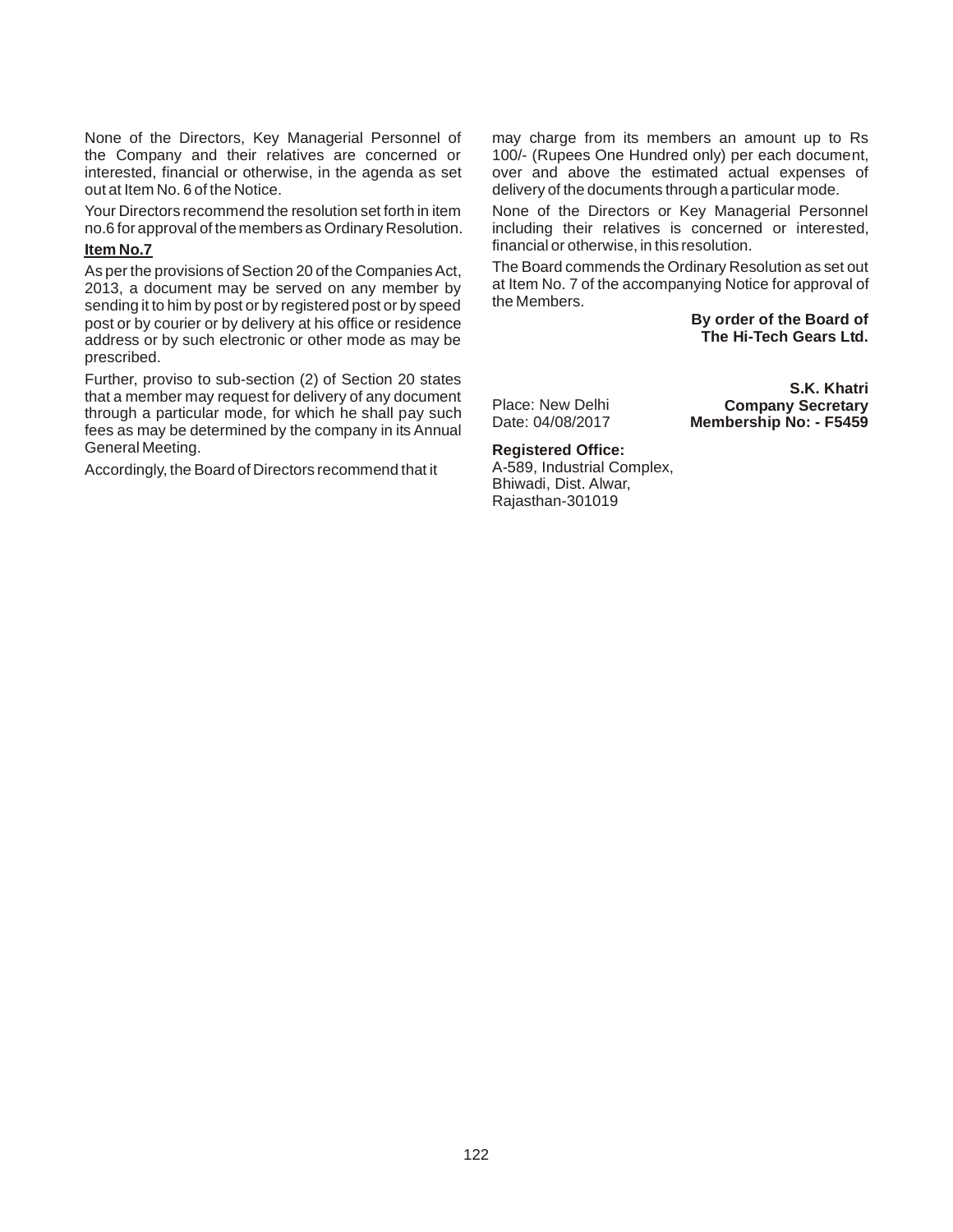None of the Directors, Key Managerial Personnel of the Company and their relatives are concerned or interested, financial or otherwise, in the agenda as set out at Item No. 6 of the Notice.

Your Directors recommend the resolution set forth in item no.6 for approval of the members as Ordinary Resolution.

**Item No.7**

As per the provisions of Section 20 of the Companies Act, 2013, a document may be served on any member by sending it to him by post or by registered post or by speed post or by courier or by delivery at his office or residence address or by such electronic or other mode as may be prescribed.

Further, proviso to sub-section (2) of Section 20 states that a member may request for delivery of any document through a particular mode, for which he shall pay such fees as may be determined by the company in its Annual General Meeting.

Accordingly, the Board of Directors recommend that it may charge from its members an amount up to Rs 100/- (Rupees One Hundred only) per each document, over and above the estimated actual expenses of delivery of the documents through a particular mode.

None of the Directors or Key Managerial Personnel including their relatives is concerned or interested, financial or otherwise, in this resolution.

The Board commends the Ordinary Resolution as set out at Item No. 7 of the accompanying Notice for approval of the Members.

**By order of the Board of**
**The Hi-Tech Gears Ltd.**

**S.K. Khatri**
**Company Secretary**
**Membership No: - F5459**

Place: New Delhi
Date: 04/08/2017

**Registered Office:**
A-589, Industrial Complex,
Bhiwadi, Dist. Alwar,
Rajasthan-301019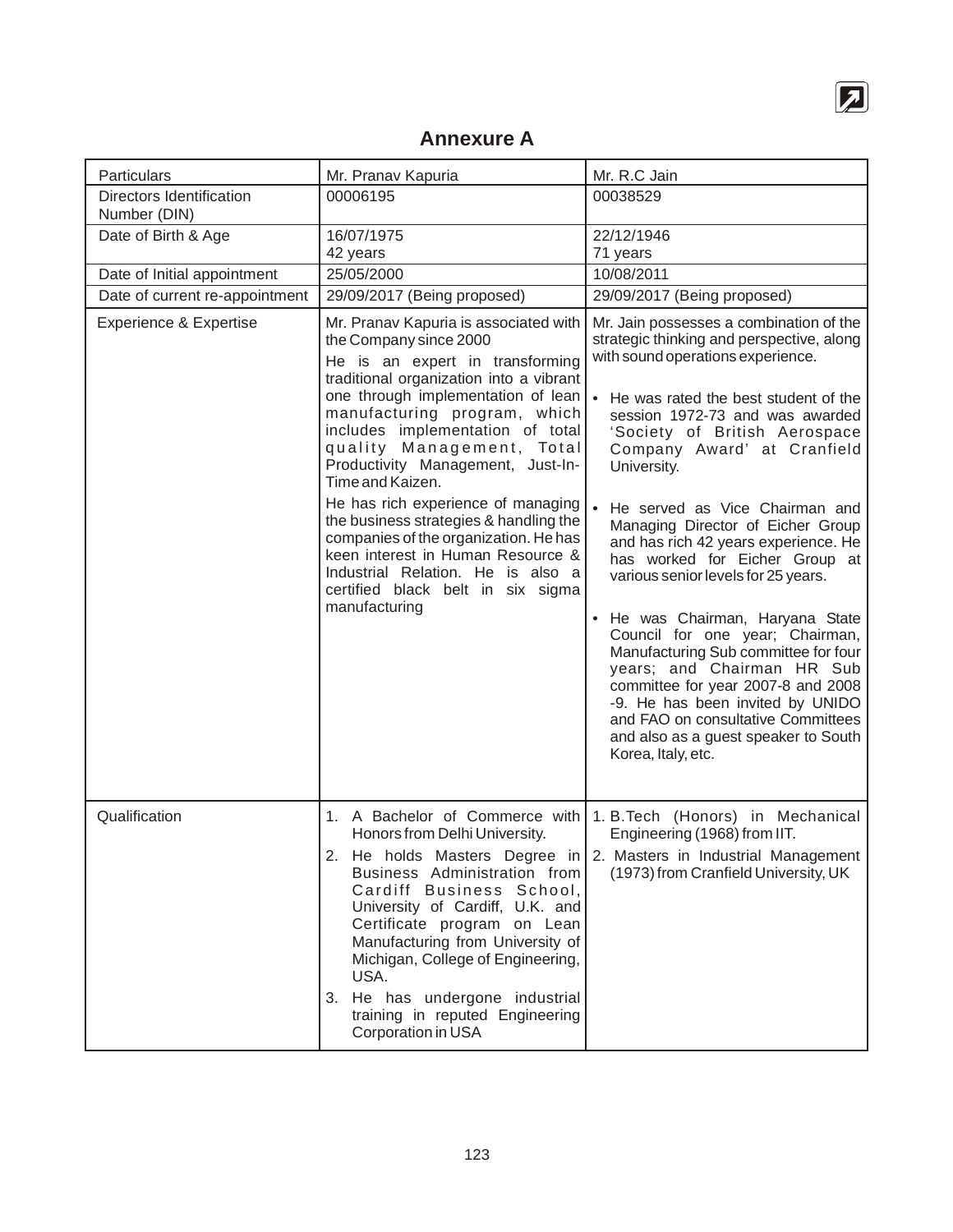# Annexure A

| Particulars | Mr. Pranav Kapuria | Mr. R.C Jain |
|---|---|---|
| Directors Identification Number (DIN) | 00006195 | 00038529 |
| Date of Birth & Age | 16/07/1975<br>42 years | 22/12/1946<br>71 years |
| Date of Initial appointment | 25/05/2000 | 10/08/2011 |
| Date of current re-appointment | 29/09/2017 (Being proposed) | 29/09/2017 (Being proposed) |
| Experience & Expertise | Mr. Pranav Kapuria is associated with the Company since 2000<br>He is an expert in transforming traditional organization into a vibrant one through implementation of lean manufacturing program, which includes implementation of total quality Management, Total Productivity Management, Just-In-Time and Kaizen.<br>He has rich experience of managing the business strategies & handling the companies of the organization. He has keen interest in Human Resource & Industrial Relation. He is also a certified black belt in six sigma manufacturing | Mr. Jain possesses a combination of the strategic thinking and perspective, along with sound operations experience.<br>• He was rated the best student of the session 1972-73 and was awarded 'Society of British Aerospace Company Award' at Cranfield University.<br>• He served as Vice Chairman and Managing Director of Eicher Group and has rich 42 years experience. He has worked for Eicher Group at various senior levels for 25 years.<br>• He was Chairman, Haryana State Council for one year; Chairman, Manufacturing Sub committee for four years; and Chairman HR Sub committee for year 2007-8 and 2008 -9. He has been invited by UNIDO and FAO on consultative Committees and also as a guest speaker to South Korea, Italy, etc. |
| Qualification | 1. A Bachelor of Commerce with Honors from Delhi University.<br>2. He holds Masters Degree in Business Administration from Cardiff Business School, University of Cardiff, U.K. and Certificate program on Lean Manufacturing from University of Michigan, College of Engineering, USA.<br>3. He has undergone industrial training in reputed Engineering Corporation in USA | 1. B.Tech (Honors) in Mechanical Engineering (1968) from IIT.<br>2. Masters in Industrial Management (1973) from Cranfield University, UK |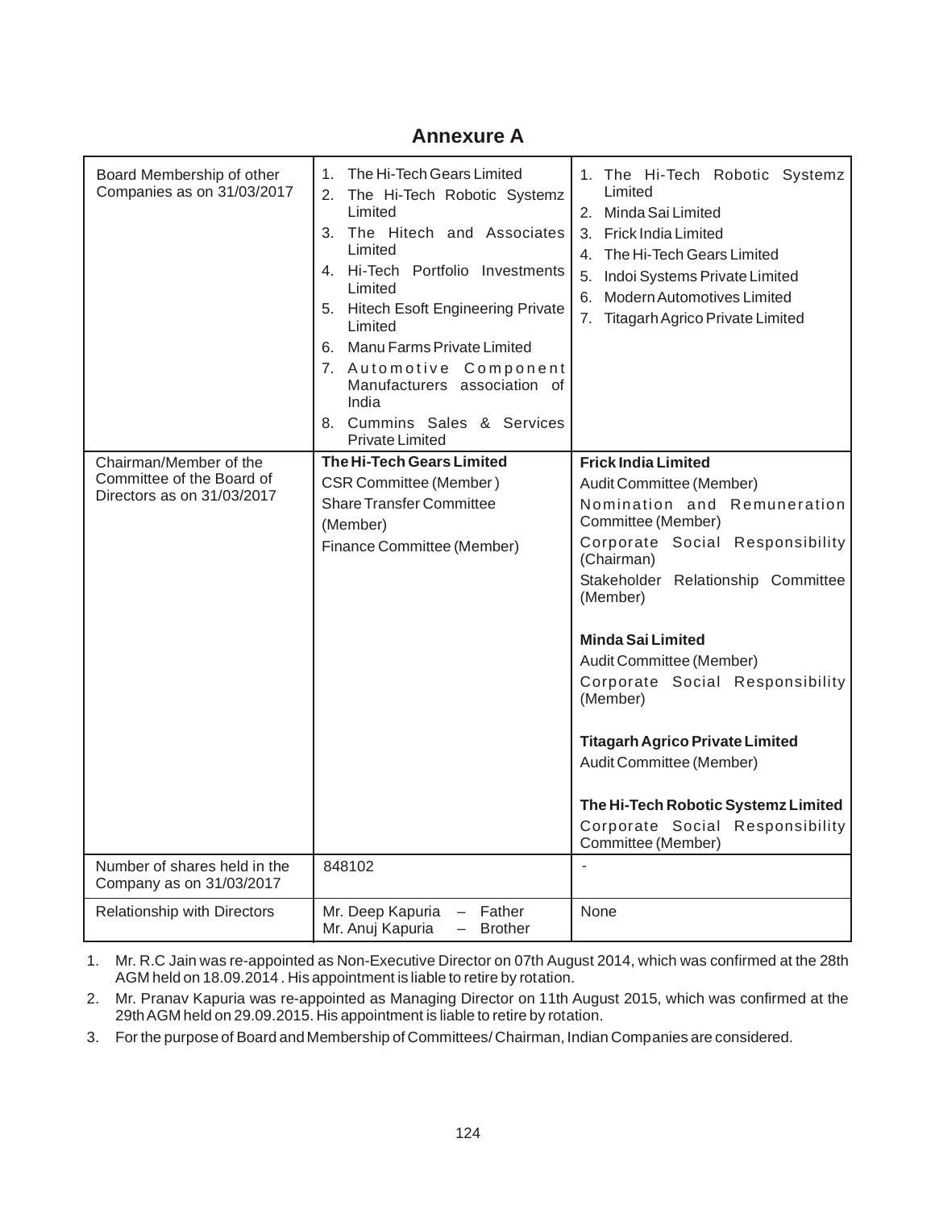## Annexure A

| Board Membership of other Companies as on 31/03/2017 | 1. The Hi-Tech Gears Limited<br>2. The Hi-Tech Robotic Systemz Limited<br>3. The Hitech and Associates Limited<br>4. Hi-Tech Portfolio Investments Limited<br>5. Hitech Esoft Engineering Private Limited<br>6. Manu Farms Private Limited<br>7. Automotive Component Manufacturers association of India<br>8. Cummins Sales & Services Private Limited | 1. The Hi-Tech Robotic Systemz Limited<br>2. Minda Sai Limited<br>3. Frick India Limited<br>4. The Hi-Tech Gears Limited<br>5. Indoi Systems Private Limited<br>6. Modern Automotives Limited<br>7. Titagarh Agrico Private Limited |
|---|---|---|
| Chairman/Member of the Committee of the Board of Directors as on 31/03/2017 | **The Hi-Tech Gears Limited**<br>CSR Committee (Member )<br>Share Transfer Committee (Member)<br>Finance Committee (Member) | **Frick India Limited**<br>Audit Committee (Member)<br>Nomination and Remuneration Committee (Member)<br>Corporate Social Responsibility (Chairman)<br>Stakeholder Relationship Committee (Member)<br><br>**Minda Sai Limited**<br>Audit Committee (Member)<br>Corporate Social Responsibility (Member)<br><br>**Titagarh Agrico Private Limited**<br>Audit Committee (Member)<br><br>**The Hi-Tech Robotic Systemz Limited**<br>Corporate Social Responsibility Committee (Member) |
| Number of shares held in the Company as on 31/03/2017 | 848102 | - |
| Relationship with Directors | Mr. Deep Kapuria – Father<br>Mr. Anuj Kapuria – Brother | None |

1. Mr. R.C Jain was re-appointed as Non-Executive Director on 07th August 2014, which was confirmed at the 28th AGM held on 18.09.2014 . His appointment is liable to retire by rotation.
2. Mr. Pranav Kapuria was re-appointed as Managing Director on 11th August 2015, which was confirmed at the 29th AGM held on 29.09.2015. His appointment is liable to retire by rotation.
3. For the purpose of Board and Membership of Committees/ Chairman, Indian Companies are considered.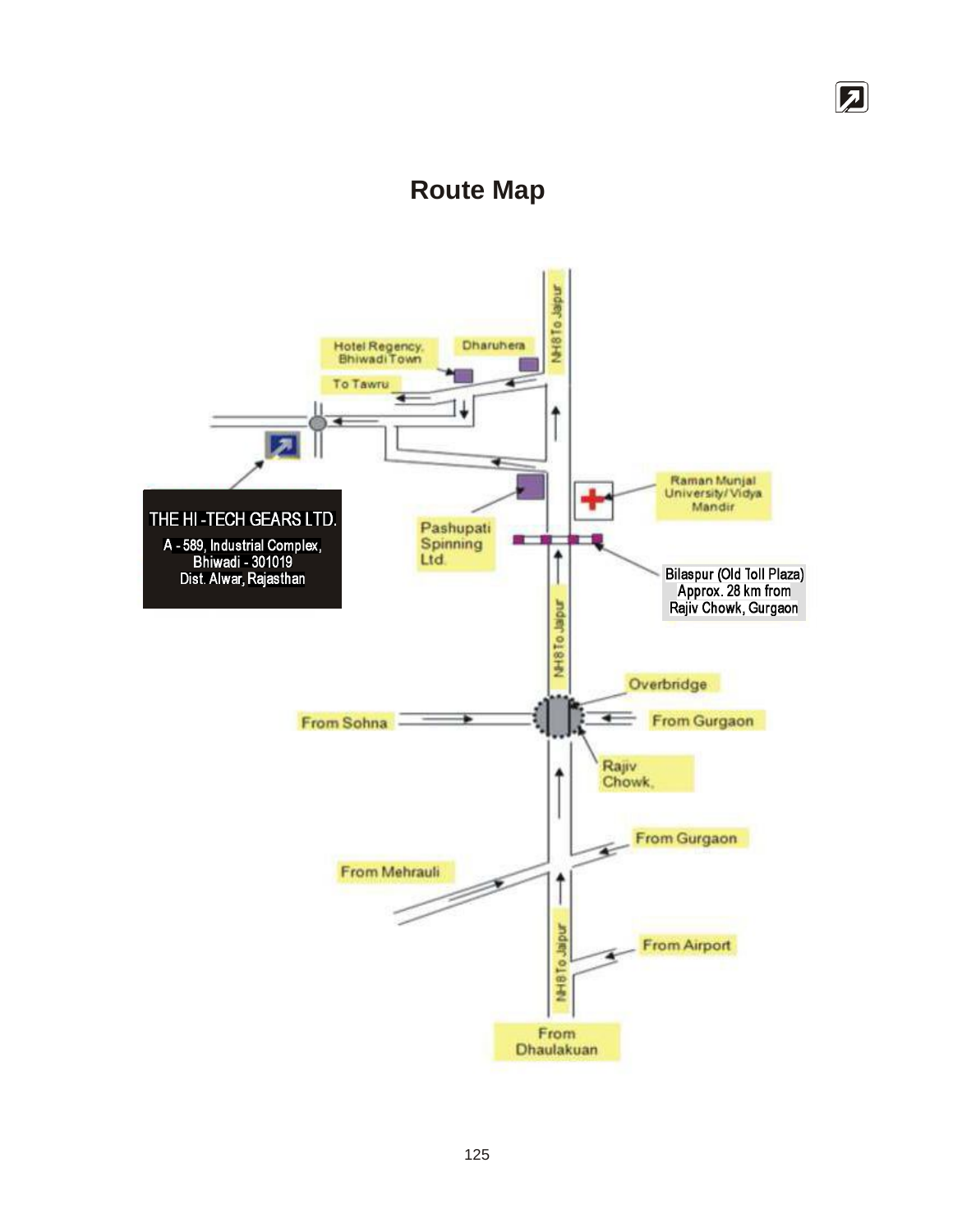# Route Map

NH8 To Jaipur

Hotel Regency, Bhiwadi Town

Dharuhera

To Tawru

Raman Munjal University/ Vidya Mandir

THE HI-TECH GEARS LTD.

A - 589, Industrial Complex, Bhiwadi - 301019 Dist. Alwar, Rajasthan

Pashupati Spinning Ltd.

Bilaspur (Old Toll Plaza) Approx. 28 km from Rajiv Chowk, Gurgaon

NH8 To Jaipur

Overbridge

From Sohna

From Gurgaon

Rajiv Chowk,

From Gurgaon

From Mehrauli

NH8 To Jaipur

From Airport

From Dhaulakuan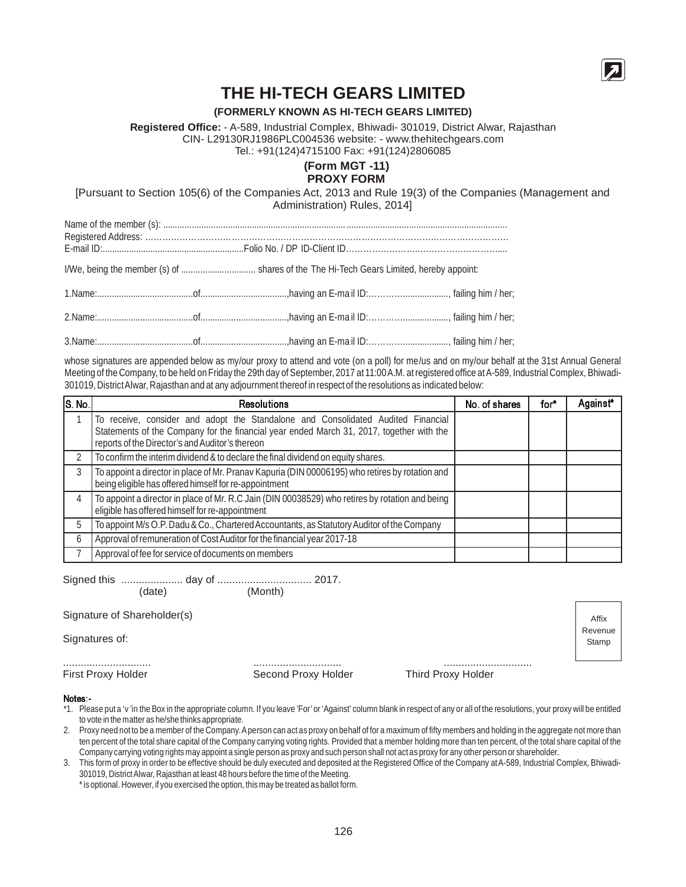# THE HI-TECH GEARS LIMITED

**(FORMERLY KNOWN AS HI-TECH GEARS LIMITED)**

**Registered Office:** - A-589, Industrial Complex, Bhiwadi- 301019, District Alwar, Rajasthan
CIN- L29130RJ1986PLC004536 website: - www.thehitechgears.com
Tel.: +91(124)4715100 Fax: +91(124)2806085

**(Form MGT -11)**
**PROXY FORM**

[Pursuant to Section 105(6) of the Companies Act, 2013 and Rule 19(3) of the Companies (Management and Administration) Rules, 2014]

Name of the member (s): ..................................................................................... ...................................................................
Registered Address: ……………………………………………………………………………………………………………….
E-mail ID:.........................................................Folio No. / DP ID-Client ID…………………….…………………………....

I/We, being the member (s) of ............................... shares of the The Hi-Tech Gears Limited, hereby appoint:

1.Name:........................................of....................................,having an E-mail ID:…………….................., failing him / her;

2.Name:........................................of....................................,having an E-mail ID:…………….................., failing him / her;

3.Name:........................................of....................................,having an E-mail ID:…………….................., failing him / her;

whose signatures are appended below as my/our proxy to attend and vote (on a poll) for me/us and on my/our behalf at the 31st Annual General Meeting of the Company, to be held on Friday the 29th day of September, 2017 at 11:00 A.M. at registered office at A-589, Industrial Complex, Bhiwadi-301019, District Alwar, Rajasthan and at any adjournment thereof in respect of the resolutions as indicated below:

| S. No. | Resolutions | No. of shares | for* | Against* |
|---|---|---|---|---|
| 1 | To receive, consider and adopt the Standalone and Consolidated Audited Financial Statements of the Company for the financial year ended March 31, 2017, together with the reports of the Director's and Auditor's thereon | | | |
| 2 | To confirm the interim dividend & to declare the final dividend on equity shares. | | | |
| 3 | To appoint a director in place of Mr. Pranav Kapuria (DIN 00006195) who retires by rotation and being eligible has offered himself for re-appointment | | | |
| 4 | To appoint a director in place of Mr. R.C Jain (DIN 00038529) who retires by rotation and being eligible has offered himself for re-appointment | | | |
| 5 | To appoint M/s O.P. Dadu & Co., Chartered Accountants, as Statutory Auditor of the Company | | | |
| 6 | Approval of remuneration of Cost Auditor for the financial year 2017-18 | | | |
| 7 | Approval of fee for service of documents on members | | | |

Signed this ..................... day of ................................ 2017.
(date) (Month)

Signature of Shareholder(s)

Signatures of:

Affix Revenue Stamp

............................. ............................. .............................
First Proxy Holder Second Proxy Holder Third Proxy Holder

**Notes:-**

*1. Please put a 'v 'in the Box in the appropriate column. If you leave 'For' or 'Against' column blank in respect of any or all of the resolutions, your proxy will be entitled to vote in the matter as he/she thinks appropriate.

2. Proxy need not to be a member of the Company. A person can act as proxy on behalf of for a maximum of fifty members and holding in the aggregate not more than ten percent of the total share capital of the Company carrying voting rights. Provided that a member holding more than ten percent, of the total share capital of the Company carrying voting rights may appoint a single person as proxy and such person shall not act as proxy for any other person or shareholder.

3. This form of proxy in order to be effective should be duly executed and deposited at the Registered Office of the Company at A-589, Industrial Complex, Bhiwadi-301019, District Alwar, Rajasthan at least 48 hours before the time of the Meeting.

\* is optional. However, if you exercised the option, this may be treated as ballot form.